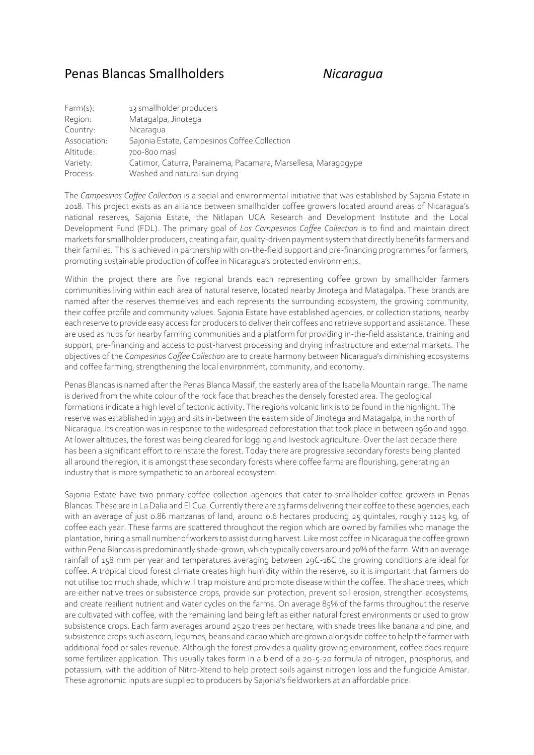# Penas Blancas Smallholders *Nicaragua*

| | |
|---|---|
| Farm(s): | 13 smallholder producers |
| Region: | Matagalpa, Jinotega |
| Country: | Nicaragua |
| Association: | Sajonia Estate, Campesinos Coffee Collection |
| Altitude: | 700-800 masl |
| Variety: | Catimor, Caturra, Parainema, Pacamara, Marsellesa, Maragogype |
| Process: | Washed and natural sun drying |

The *Campesinos Coffee Collection* is a social and environmental initiative that was established by Sajonia Estate in 2018. This project exists as an alliance between smallholder coffee growers located around areas of Nicaragua's national reserves, Sajonia Estate, the Nitlapan UCA Research and Development Institute and the Local Development Fund (FDL). The primary goal of *Los Campesinos Coffee Collection* is to find and maintain direct markets for smallholder producers, creating a fair, quality-driven payment system that directly benefits farmers and their families. This is achieved in partnership with on-the-field support and pre-financing programmes for farmers, promoting sustainable production of coffee in Nicaragua's protected environments.

Within the project there are five regional brands each representing coffee grown by smallholder farmers communities living within each area of natural reserve, located nearby Jinotega and Matagalpa. These brands are named after the reserves themselves and each represents the surrounding ecosystem, the growing community, their coffee profile and community values. Sajonia Estate have established agencies, or collection stations, nearby each reserve to provide easy access for producers to deliver their coffees and retrieve support and assistance. These are used as hubs for nearby farming communities and a platform for providing in-the-field assistance, training and support, pre-financing and access to post-harvest processing and drying infrastructure and external markets. The objectives of the *Campesinos Coffee Collection* are to create harmony between Nicaragua's diminishing ecosystems and coffee farming, strengthening the local environment, community, and economy.

Penas Blancas is named after the Penas Blanca Massif, the easterly area of the Isabella Mountain range. The name is derived from the white colour of the rock face that breaches the densely forested area. The geological formations indicate a high level of tectonic activity. The regions volcanic link is to be found in the highlight. The reserve was established in 1999 and sits in-between the eastern side of Jinotega and Matagalpa, in the north of Nicaragua. Its creation was in response to the widespread deforestation that took place in between 1960 and 1990. At lower altitudes, the forest was being cleared for logging and livestock agriculture. Over the last decade there has been a significant effort to reinstate the forest. Today there are progressive secondary forests being planted all around the region, it is amongst these secondary forests where coffee farms are flourishing, generating an industry that is more sympathetic to an arboreal ecosystem.

Sajonia Estate have two primary coffee collection agencies that cater to smallholder coffee growers in Penas Blancas. These are in La Dalia and El Cua. Currently there are 13 farms delivering their coffee to these agencies, each with an average of just 0.86 manzanas of land, around 0.6 hectares producing 25 quintales, roughly 1125 kg, of coffee each year. These farms are scattered throughout the region which are owned by families who manage the plantation, hiring a small number of workers to assist during harvest. Like most coffee in Nicaragua the coffee grown within Pena Blancas is predominantly shade-grown, which typically covers around 70% of the farm. With an average rainfall of 158 mm per year and temperatures averaging between 29C-16C the growing conditions are ideal for coffee. A tropical cloud forest climate creates high humidity within the reserve, so it is important that farmers do not utilise too much shade, which will trap moisture and promote disease within the coffee. The shade trees, which are either native trees or subsistence crops, provide sun protection, prevent soil erosion, strengthen ecosystems, and create resilient nutrient and water cycles on the farms. On average 85% of the farms throughout the reserve are cultivated with coffee, with the remaining land being left as either natural forest environments or used to grow subsistence crops. Each farm averages around 2520 trees per hectare, with shade trees like banana and pine, and subsistence crops such as corn, legumes, beans and cacao which are grown alongside coffee to help the farmer with additional food or sales revenue. Although the forest provides a quality growing environment, coffee does require some fertilizer application. This usually takes form in a blend of a 20-5-20 formula of nitrogen, phosphorus, and potassium, with the addition of Nitro-Xtend to help protect soils against nitrogen loss and the fungicide Amistar. These agronomic inputs are supplied to producers by Sajonia's fieldworkers at an affordable price.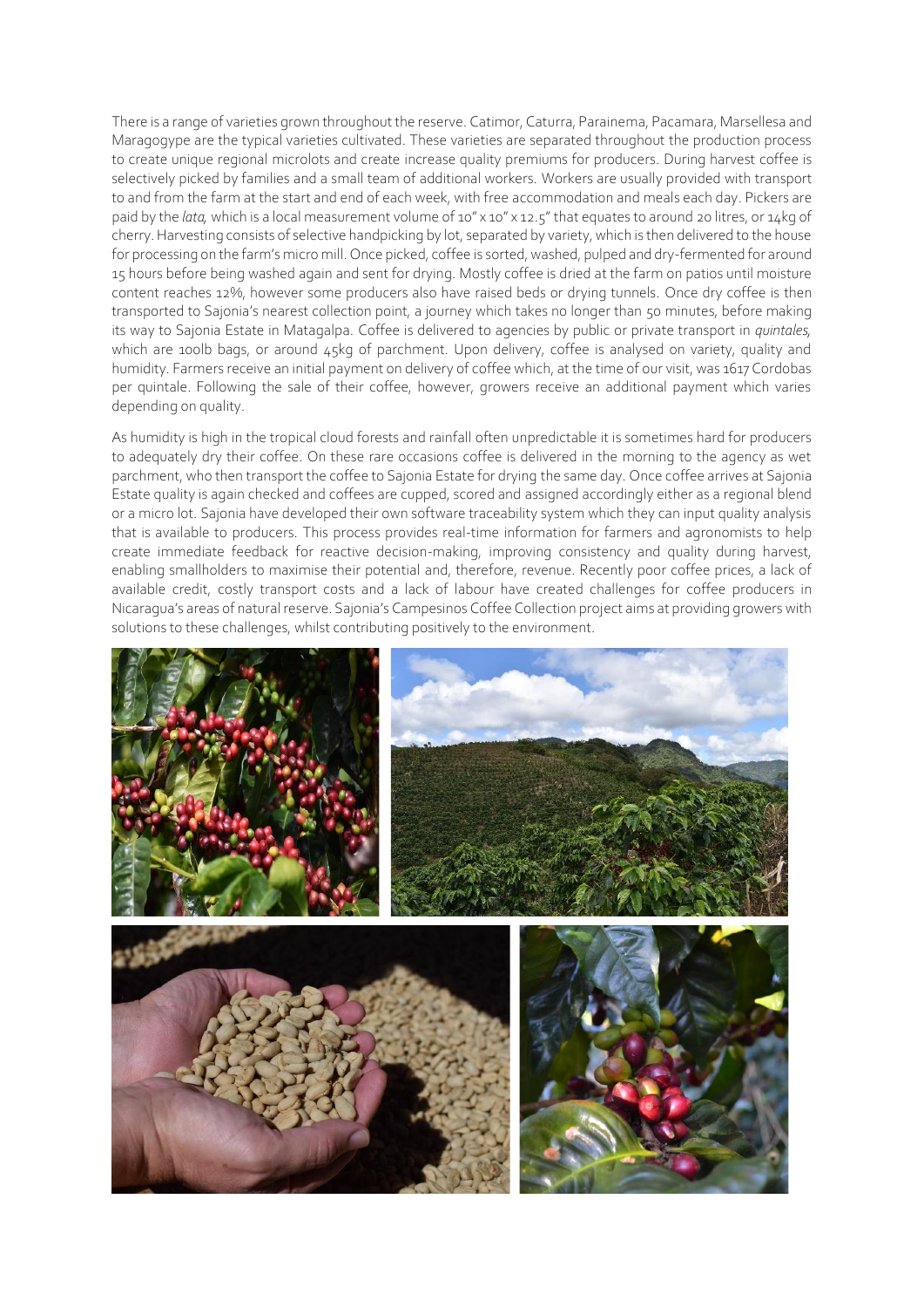There is a range of varieties grown throughout the reserve. Catimor, Caturra, Parainema, Pacamara, Marsellesa and Maragogype are the typical varieties cultivated. These varieties are separated throughout the production process to create unique regional microlots and create increase quality premiums for producers. During harvest coffee is selectively picked by families and a small team of additional workers. Workers are usually provided with transport to and from the farm at the start and end of each week, with free accommodation and meals each day. Pickers are paid by the *lata,* which is a local measurement volume of 10" x 10" x 12.5" that equates to around 20 litres, or 14kg of cherry. Harvesting consists of selective handpicking by lot, separated by variety, which is then delivered to the house for processing on the farm's micro mill. Once picked, coffee is sorted, washed, pulped and dry-fermented for around 15 hours before being washed again and sent for drying. Mostly coffee is dried at the farm on patios until moisture content reaches 12%, however some producers also have raised beds or drying tunnels. Once dry coffee is then transported to Sajonia's nearest collection point, a journey which takes no longer than 50 minutes, before making its way to Sajonia Estate in Matagalpa. Coffee is delivered to agencies by public or private transport in *quintales,* which are 100lb bags, or around 45kg of parchment. Upon delivery, coffee is analysed on variety, quality and humidity. Farmers receive an initial payment on delivery of coffee which, at the time of our visit, was 1617 Cordobas per quintale. Following the sale of their coffee, however, growers receive an additional payment which varies depending on quality.

As humidity is high in the tropical cloud forests and rainfall often unpredictable it is sometimes hard for producers to adequately dry their coffee. On these rare occasions coffee is delivered in the morning to the agency as wet parchment, who then transport the coffee to Sajonia Estate for drying the same day. Once coffee arrives at Sajonia Estate quality is again checked and coffees are cupped, scored and assigned accordingly either as a regional blend or a micro lot. Sajonia have developed their own software traceability system which they can input quality analysis that is available to producers. This process provides real-time information for farmers and agronomists to help create immediate feedback for reactive decision-making, improving consistency and quality during harvest, enabling smallholders to maximise their potential and, therefore, revenue. Recently poor coffee prices, a lack of available credit, costly transport costs and a lack of labour have created challenges for coffee producers in Nicaragua's areas of natural reserve. Sajonia's Campesinos Coffee Collection project aims at providing growers with solutions to these challenges, whilst contributing positively to the environment.